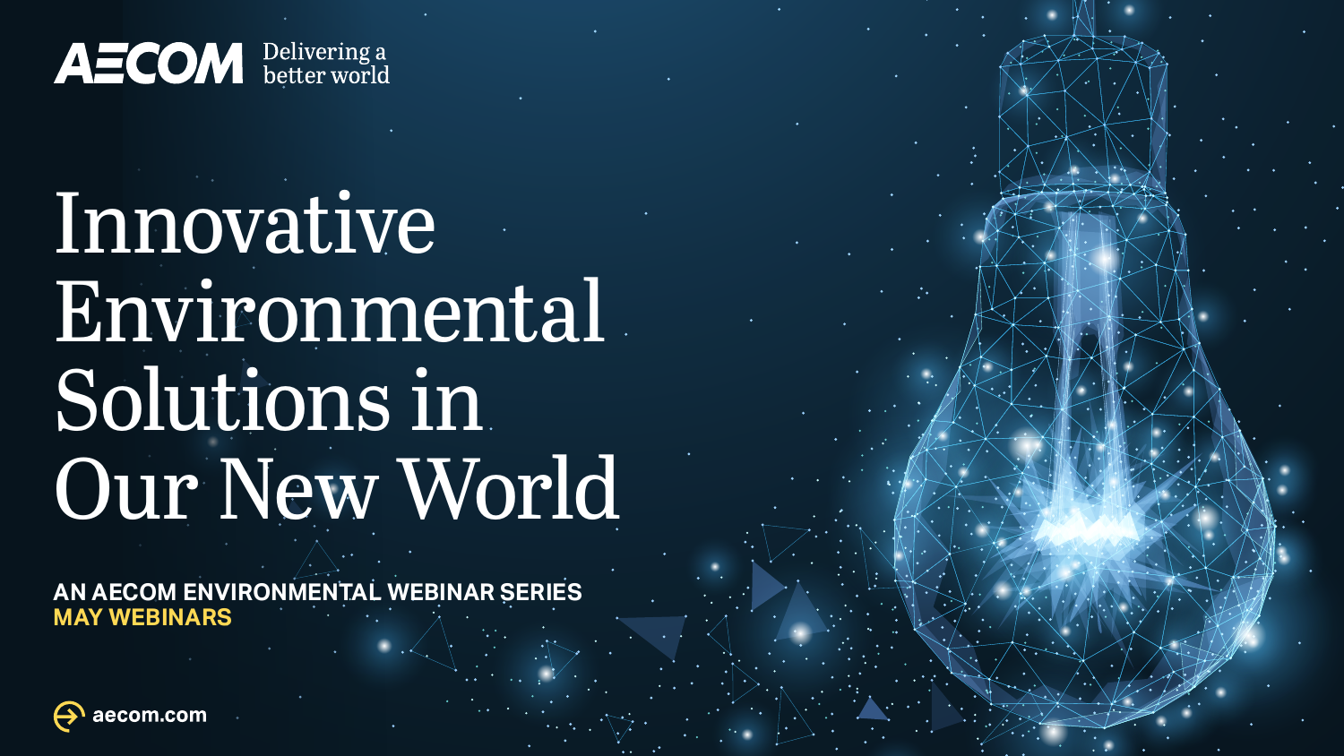AECOM Delivering a better world

# Innovative Environmental Solutions in Our New World

**AN AECOM ENVIRONMENTAL WEBINAR SERIES**
**MAY WEBINARS**

aecom.com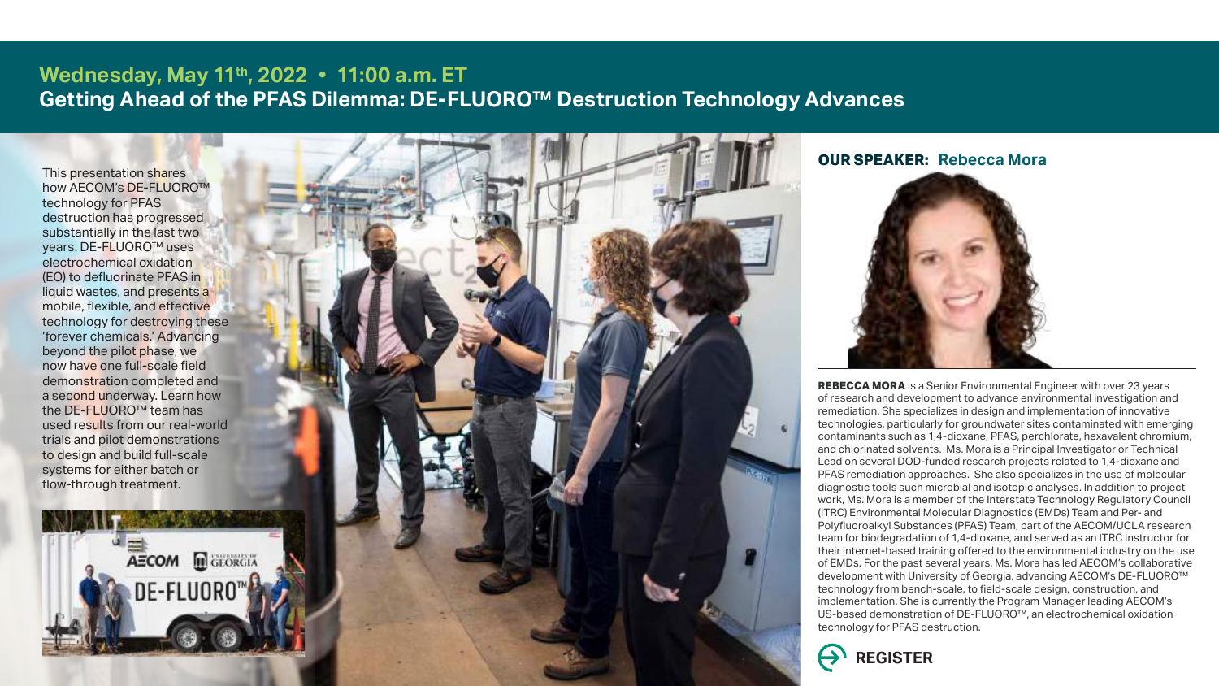## Wednesday, May 11th, 2022 • 11:00 a.m. ET

# Getting Ahead of the PFAS Dilemma: DE-FLUORO™ Destruction Technology Advances

This presentation shares how AECOM's DE-FLUORO™ technology for PFAS destruction has progressed substantially in the last two years. DE-FLUORO™ uses electrochemical oxidation (EO) to defluorinate PFAS in liquid wastes, and presents a mobile, flexible, and effective technology for destroying these 'forever chemicals.' Advancing beyond the pilot phase, we now have one full-scale field demonstration completed and a second underway. Learn how the DE-FLUORO™ team has used results from our real-world trials and pilot demonstrations to design and build full-scale systems for either batch or flow-through treatment.

**OUR SPEAKER: Rebecca Mora**

**REBECCA MORA** is a Senior Environmental Engineer with over 23 years of research and development to advance environmental investigation and remediation. She specializes in design and implementation of innovative technologies, particularly for groundwater sites contaminated with emerging contaminants such as 1,4-dioxane, PFAS, perchlorate, hexavalent chromium, and chlorinated solvents. Ms. Mora is a Principal Investigator or Technical Lead on several DOD-funded research projects related to 1,4-dioxane and PFAS remediation approaches. She also specializes in the use of molecular diagnostic tools such microbial and isotopic analyses. In addition to project work, Ms. Mora is a member of the Interstate Technology Regulatory Council (ITRC) Environmental Molecular Diagnostics (EMDs) Team and Per- and Polyfluoroalkyl Substances (PFAS) Team, part of the AECOM/UCLA research team for biodegradation of 1,4-dioxane, and served as an ITRC instructor for their internet-based training offered to the environmental industry on the use of EMDs. For the past several years, Ms. Mora has led AECOM's collaborative development with University of Georgia, advancing AECOM's DE-FLUORO™ technology from bench-scale, to field-scale design, construction, and implementation. She is currently the Program Manager leading AECOM's US-based demonstration of DE-FLUORO™, an electrochemical oxidation technology for PFAS destruction.

**REGISTER**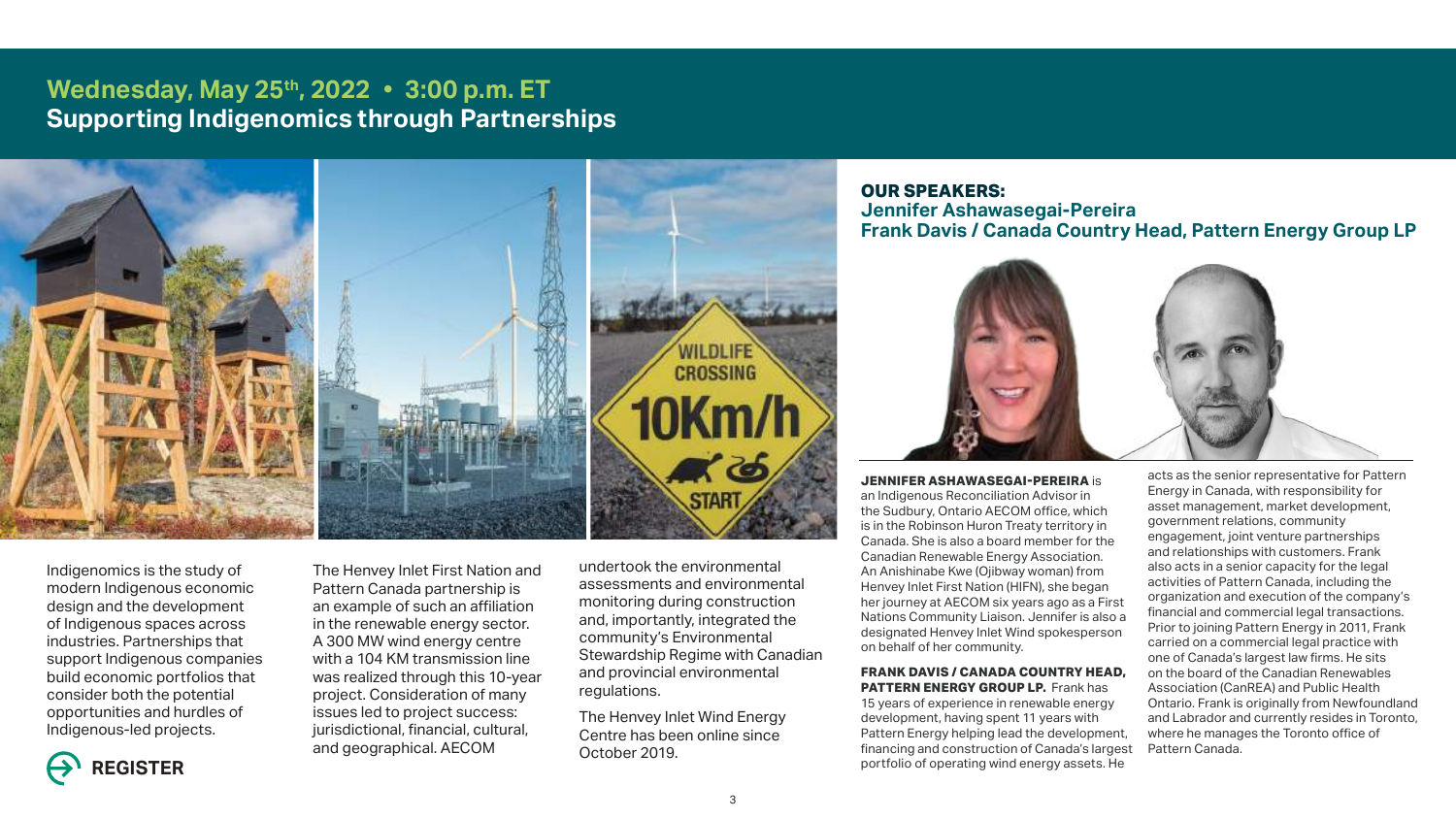## Wednesday, May 25th, 2022 • 3:00 p.m. ET

## Supporting Indigenomics through Partnerships

Indigenomics is the study of modern Indigenous economic design and the development of Indigenous spaces across industries. Partnerships that support Indigenous companies build economic portfolios that consider both the potential opportunities and hurdles of Indigenous-led projects.

**REGISTER**

The Henvey Inlet First Nation and Pattern Canada partnership is an example of such an affiliation in the renewable energy sector. A 300 MW wind energy centre with a 104 KM transmission line was realized through this 10-year project. Consideration of many issues led to project success: jurisdictional, financial, cultural, and geographical. AECOM undertook the environmental assessments and environmental monitoring during construction and, importantly, integrated the community's Environmental Stewardship Regime with Canadian and provincial environmental regulations.

The Henvey Inlet Wind Energy Centre has been online since October 2019.

### OUR SPEAKERS:

**Jennifer Ashawasegai-Pereira**
**Frank Davis / Canada Country Head, Pattern Energy Group LP**

**JENNIFER ASHAWASEGAI-PEREIRA** is an Indigenous Reconciliation Advisor in the Sudbury, Ontario AECOM office, which is in the Robinson Huron Treaty territory in Canada. She is also a board member for the Canadian Renewable Energy Association. An Anishinabe Kwe (Ojibway woman) from Henvey Inlet First Nation (HIFN), she began her journey at AECOM six years ago as a First Nations Community Liaison. Jennifer is also a designated Henvey Inlet Wind spokesperson on behalf of her community.

**FRANK DAVIS / CANADA COUNTRY HEAD, PATTERN ENERGY GROUP LP.** Frank has 15 years of experience in renewable energy development, having spent 11 years with Pattern Energy helping lead the development, financing and construction of Canada's largest portfolio of operating wind energy assets. He acts as the senior representative for Pattern Energy in Canada, with responsibility for asset management, market development, government relations, community engagement, joint venture partnerships and relationships with customers. Frank also acts in a senior capacity for the legal activities of Pattern Canada, including the organization and execution of the company's financial and commercial legal transactions. Prior to joining Pattern Energy in 2011, Frank carried on a commercial legal practice with one of Canada's largest law firms. He sits on the board of the Canadian Renewables Association (CanREA) and Public Health Ontario. Frank is originally from Newfoundland and Labrador and currently resides in Toronto, where he manages the Toronto office of Pattern Canada.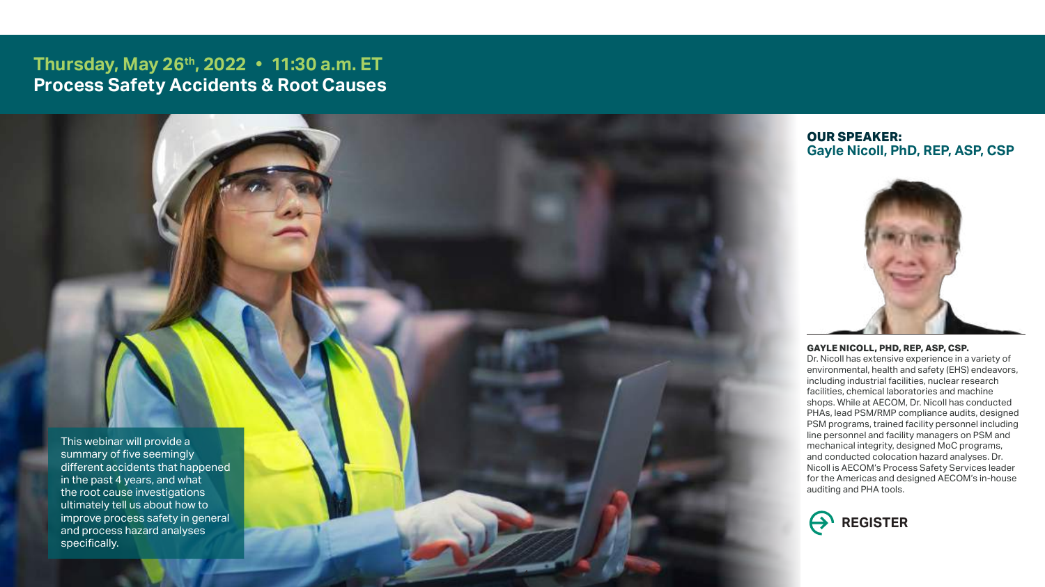**Thursday, May 26th, 2022 • 11:30 a.m. ET**

## Process Safety Accidents & Root Causes

This webinar will provide a summary of five seemingly different accidents that happened in the past 4 years, and what the root cause investigations ultimately tell us about how to improve process safety in general and process hazard analyses specifically.

**OUR SPEAKER:**
**Gayle Nicoll, PhD, REP, ASP, CSP**

**GAYLE NICOLL, PHD, REP, ASP, CSP.**
Dr. Nicoll has extensive experience in a variety of environmental, health and safety (EHS) endeavors, including industrial facilities, nuclear research facilities, chemical laboratories and machine shops. While at AECOM, Dr. Nicoll has conducted PHAs, lead PSM/RMP compliance audits, designed PSM programs, trained facility personnel including line personnel and facility managers on PSM and mechanical integrity, designed MoC programs, and conducted colocation hazard analyses. Dr. Nicoll is AECOM's Process Safety Services leader for the Americas and designed AECOM's in-house auditing and PHA tools.

**REGISTER**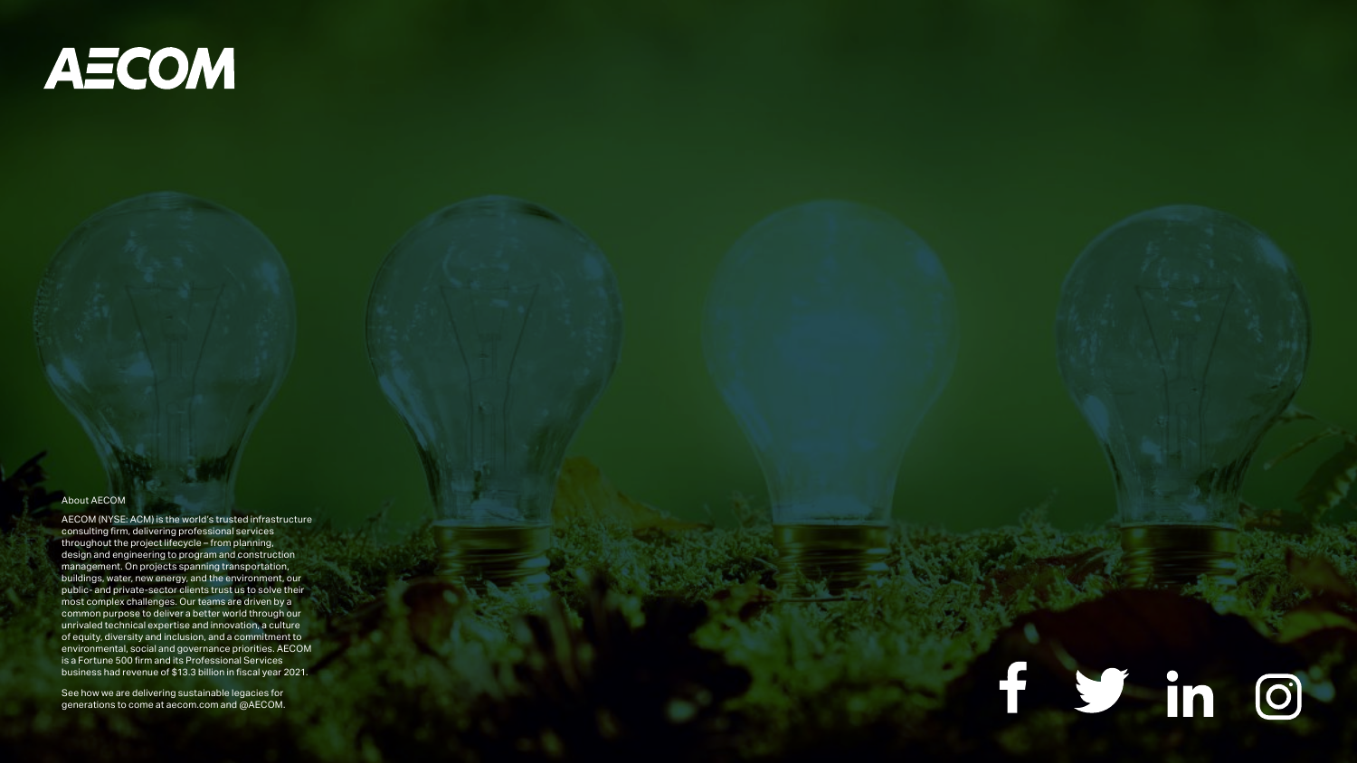AECOM

About AECOM

AECOM (NYSE: ACM) is the world's trusted infrastructure consulting firm, delivering professional services throughout the project lifecycle – from planning, design and engineering to program and construction management. On projects spanning transportation, buildings, water, new energy, and the environment, our public- and private-sector clients trust us to solve their most complex challenges. Our teams are driven by a common purpose to deliver a better world through our unrivaled technical expertise and innovation, a culture of equity, diversity and inclusion, and a commitment to environmental, social and governance priorities. AECOM is a Fortune 500 firm and its Professional Services business had revenue of $13.3 billion in fiscal year 2021.

See how we are delivering sustainable legacies for generations to come at aecom.com and @AECOM.